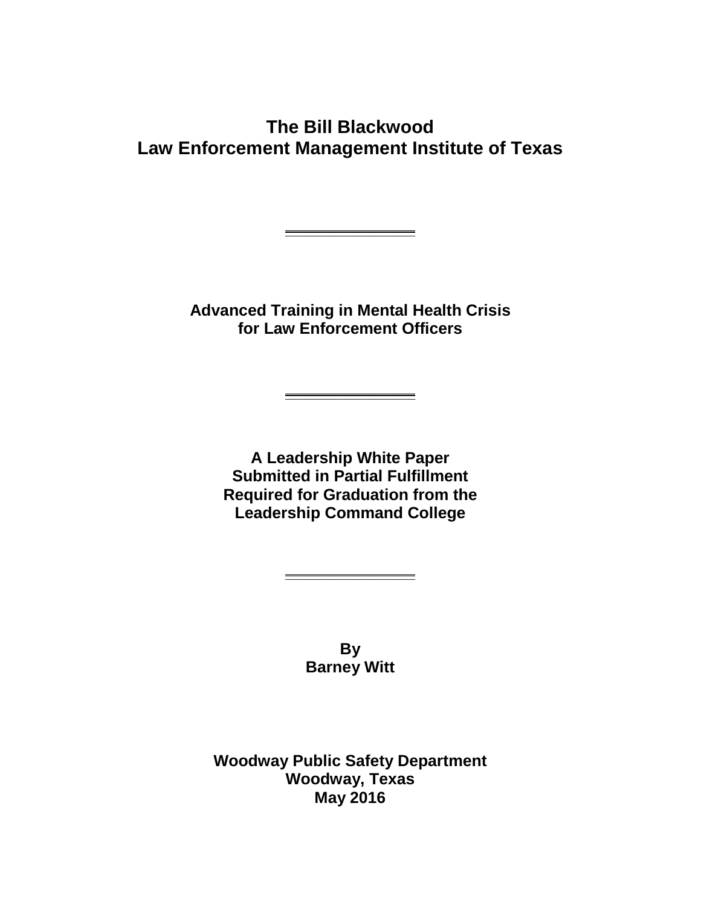# The Bill Blackwood Law Enforcement Management Institute of Texas

---

## Advanced Training in Mental Health Crisis for Law Enforcement Officers

---

**A Leadership White Paper Submitted in Partial Fulfillment Required for Graduation from the Leadership Command College**

---

**By**
**Barney Witt**

**Woodway Public Safety Department**
**Woodway, Texas**
**May 2016**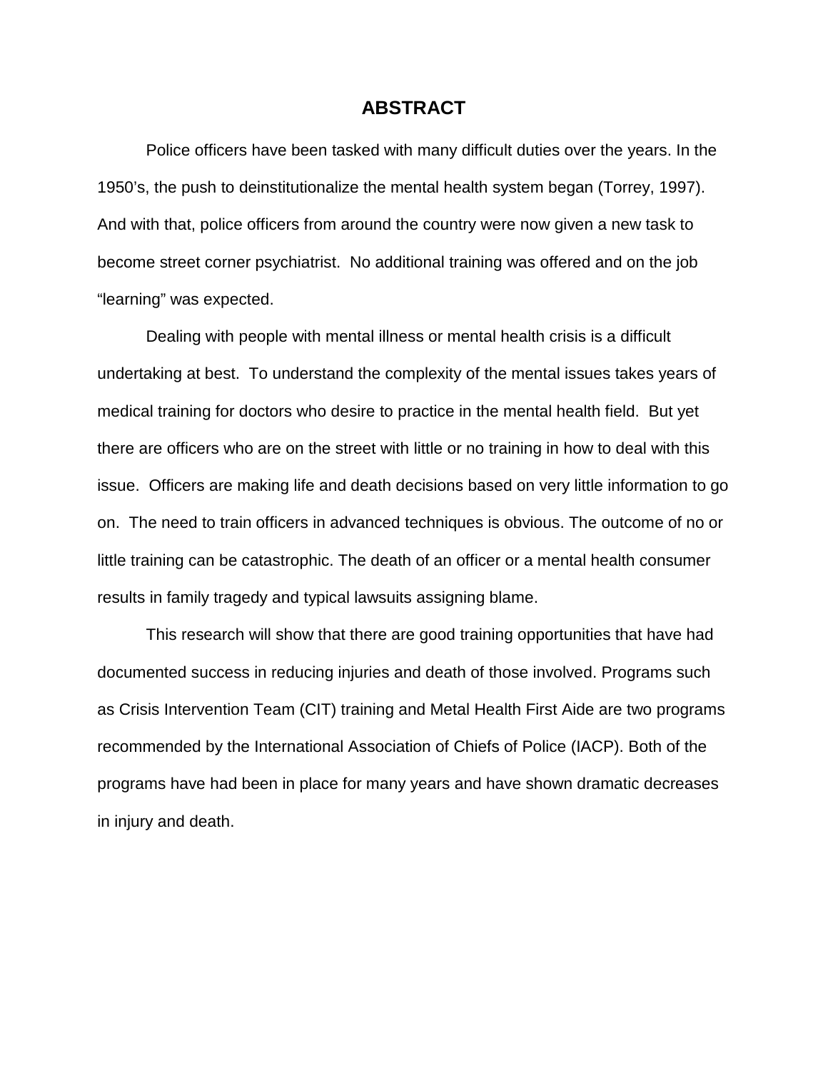# ABSTRACT

Police officers have been tasked with many difficult duties over the years. In the 1950's, the push to deinstitutionalize the mental health system began (Torrey, 1997). And with that, police officers from around the country were now given a new task to become street corner psychiatrist. No additional training was offered and on the job "learning" was expected.

Dealing with people with mental illness or mental health crisis is a difficult undertaking at best. To understand the complexity of the mental issues takes years of medical training for doctors who desire to practice in the mental health field. But yet there are officers who are on the street with little or no training in how to deal with this issue. Officers are making life and death decisions based on very little information to go on. The need to train officers in advanced techniques is obvious. The outcome of no or little training can be catastrophic. The death of an officer or a mental health consumer results in family tragedy and typical lawsuits assigning blame.

This research will show that there are good training opportunities that have had documented success in reducing injuries and death of those involved. Programs such as Crisis Intervention Team (CIT) training and Metal Health First Aide are two programs recommended by the International Association of Chiefs of Police (IACP). Both of the programs have had been in place for many years and have shown dramatic decreases in injury and death.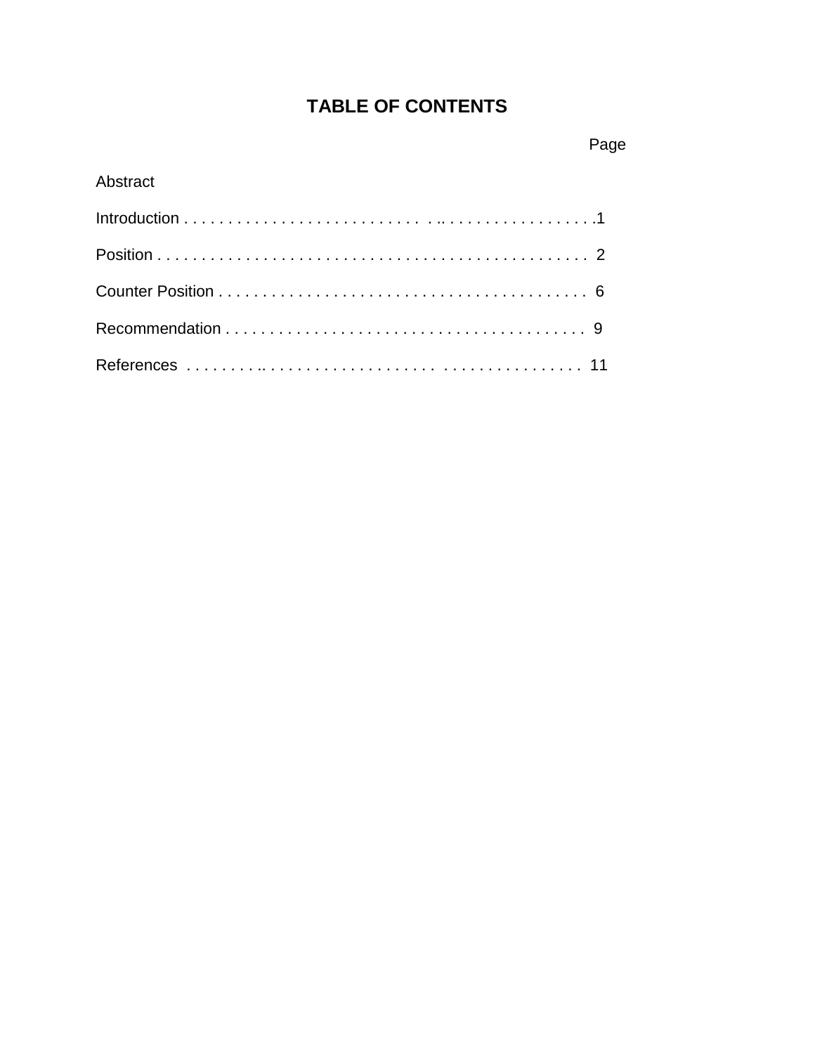# TABLE OF CONTENTS

| | Page |
|---|---|
| Abstract | |
| Introduction | 1 |
| Position | 2 |
| Counter Position | 6 |
| Recommendation | 9 |
| References | 11 |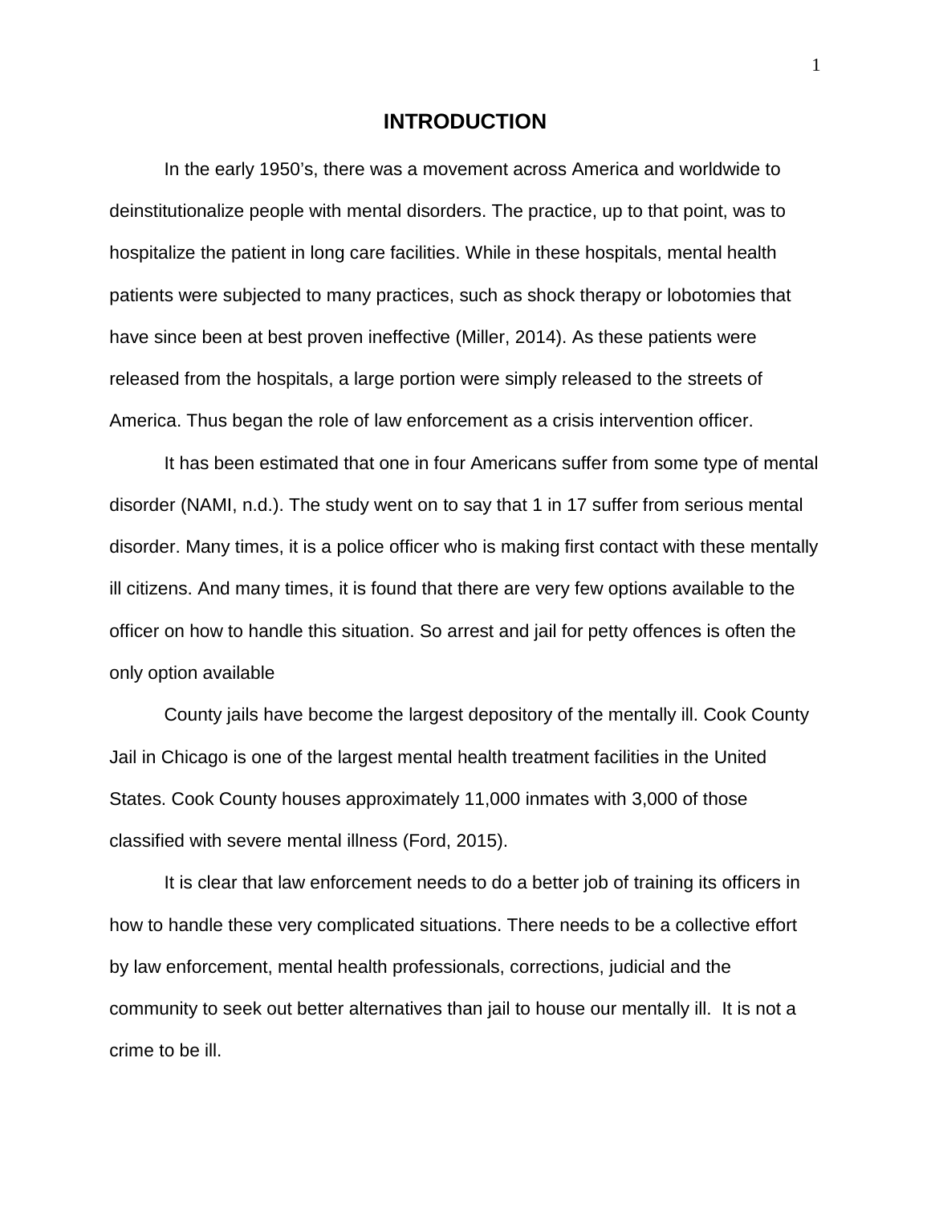# INTRODUCTION

In the early 1950's, there was a movement across America and worldwide to deinstitutionalize people with mental disorders. The practice, up to that point, was to hospitalize the patient in long care facilities. While in these hospitals, mental health patients were subjected to many practices, such as shock therapy or lobotomies that have since been at best proven ineffective (Miller, 2014). As these patients were released from the hospitals, a large portion were simply released to the streets of America. Thus began the role of law enforcement as a crisis intervention officer.

It has been estimated that one in four Americans suffer from some type of mental disorder (NAMI, n.d.). The study went on to say that 1 in 17 suffer from serious mental disorder. Many times, it is a police officer who is making first contact with these mentally ill citizens. And many times, it is found that there are very few options available to the officer on how to handle this situation. So arrest and jail for petty offences is often the only option available

County jails have become the largest depository of the mentally ill. Cook County Jail in Chicago is one of the largest mental health treatment facilities in the United States. Cook County houses approximately 11,000 inmates with 3,000 of those classified with severe mental illness (Ford, 2015).

It is clear that law enforcement needs to do a better job of training its officers in how to handle these very complicated situations. There needs to be a collective effort by law enforcement, mental health professionals, corrections, judicial and the community to seek out better alternatives than jail to house our mentally ill. It is not a crime to be ill.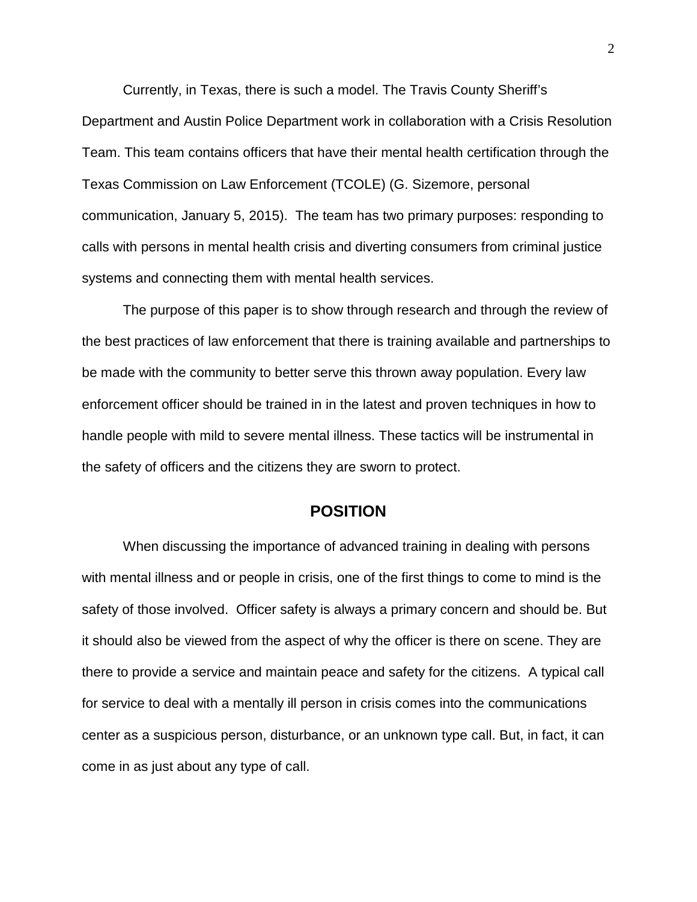Currently, in Texas, there is such a model. The Travis County Sheriff's Department and Austin Police Department work in collaboration with a Crisis Resolution Team. This team contains officers that have their mental health certification through the Texas Commission on Law Enforcement (TCOLE) (G. Sizemore, personal communication, January 5, 2015). The team has two primary purposes: responding to calls with persons in mental health crisis and diverting consumers from criminal justice systems and connecting them with mental health services.

The purpose of this paper is to show through research and through the review of the best practices of law enforcement that there is training available and partnerships to be made with the community to better serve this thrown away population. Every law enforcement officer should be trained in in the latest and proven techniques in how to handle people with mild to severe mental illness. These tactics will be instrumental in the safety of officers and the citizens they are sworn to protect.

## POSITION

When discussing the importance of advanced training in dealing with persons with mental illness and or people in crisis, one of the first things to come to mind is the safety of those involved. Officer safety is always a primary concern and should be. But it should also be viewed from the aspect of why the officer is there on scene. They are there to provide a service and maintain peace and safety for the citizens. A typical call for service to deal with a mentally ill person in crisis comes into the communications center as a suspicious person, disturbance, or an unknown type call. But, in fact, it can come in as just about any type of call.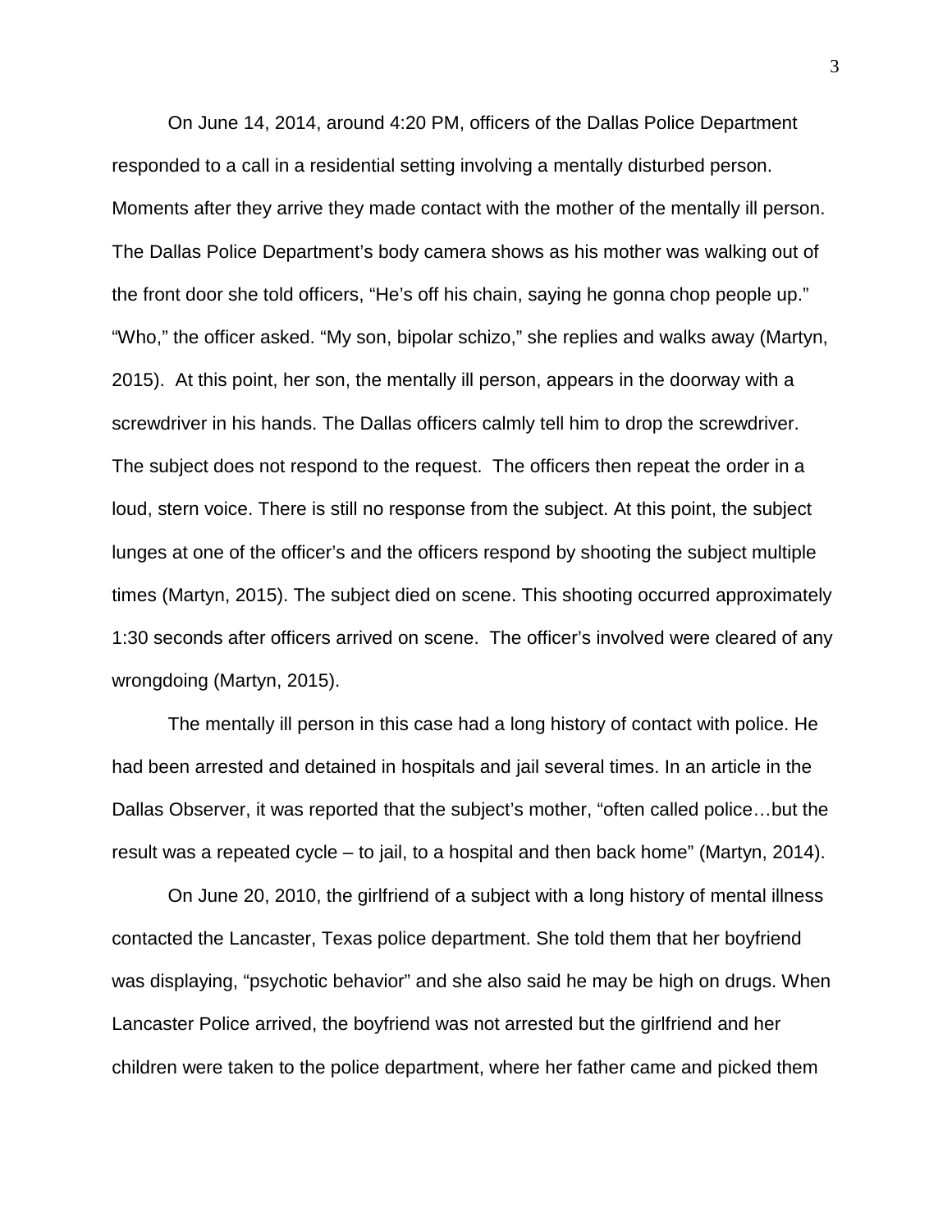On June 14, 2014, around 4:20 PM, officers of the Dallas Police Department responded to a call in a residential setting involving a mentally disturbed person. Moments after they arrive they made contact with the mother of the mentally ill person. The Dallas Police Department's body camera shows as his mother was walking out of the front door she told officers, "He's off his chain, saying he gonna chop people up." "Who," the officer asked. "My son, bipolar schizo," she replies and walks away (Martyn, 2015). At this point, her son, the mentally ill person, appears in the doorway with a screwdriver in his hands. The Dallas officers calmly tell him to drop the screwdriver. The subject does not respond to the request. The officers then repeat the order in a loud, stern voice. There is still no response from the subject. At this point, the subject lunges at one of the officer's and the officers respond by shooting the subject multiple times (Martyn, 2015). The subject died on scene. This shooting occurred approximately 1:30 seconds after officers arrived on scene. The officer's involved were cleared of any wrongdoing (Martyn, 2015).

The mentally ill person in this case had a long history of contact with police. He had been arrested and detained in hospitals and jail several times. In an article in the Dallas Observer, it was reported that the subject's mother, "often called police…but the result was a repeated cycle – to jail, to a hospital and then back home" (Martyn, 2014).

On June 20, 2010, the girlfriend of a subject with a long history of mental illness contacted the Lancaster, Texas police department. She told them that her boyfriend was displaying, "psychotic behavior" and she also said he may be high on drugs. When Lancaster Police arrived, the boyfriend was not arrested but the girlfriend and her children were taken to the police department, where her father came and picked them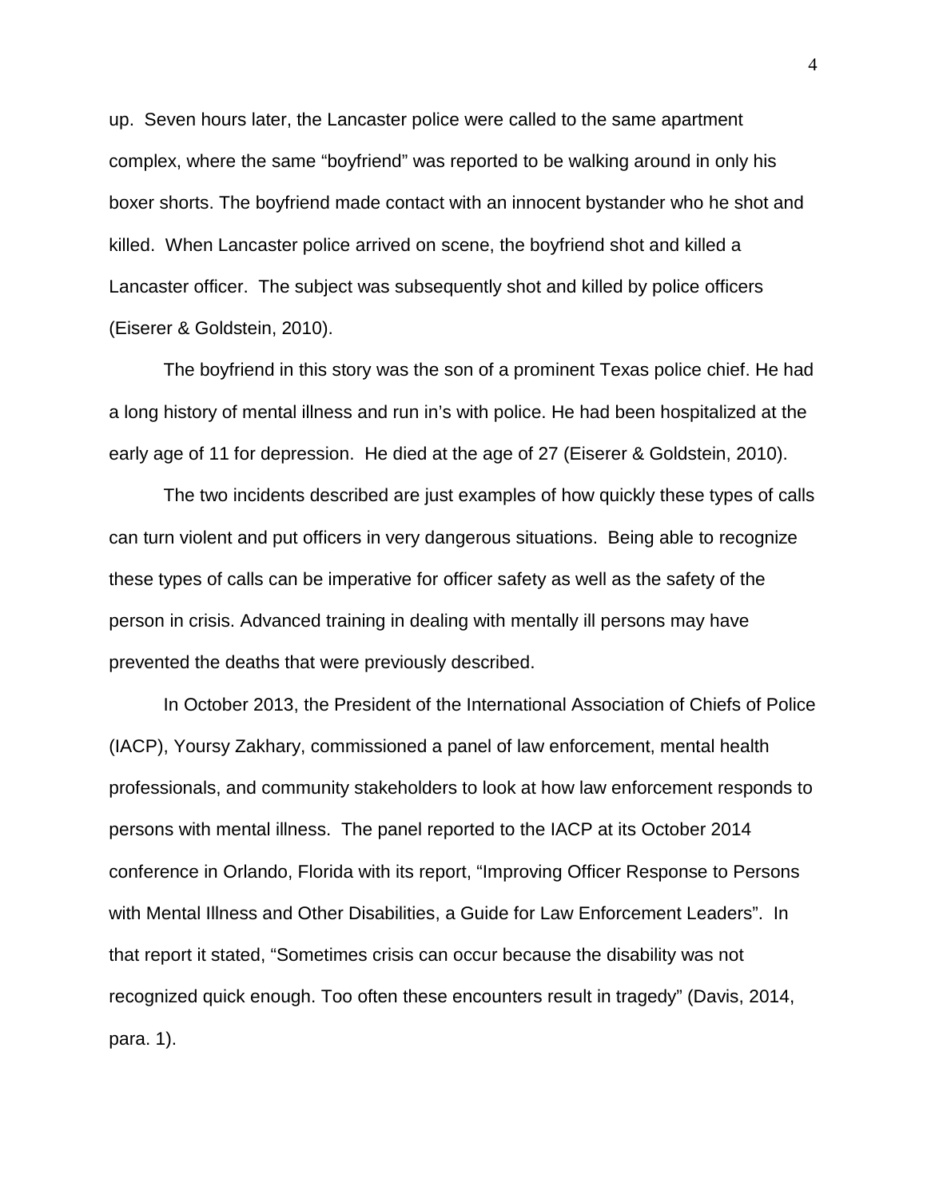up. Seven hours later, the Lancaster police were called to the same apartment complex, where the same "boyfriend" was reported to be walking around in only his boxer shorts. The boyfriend made contact with an innocent bystander who he shot and killed. When Lancaster police arrived on scene, the boyfriend shot and killed a Lancaster officer. The subject was subsequently shot and killed by police officers (Eiserer & Goldstein, 2010).

The boyfriend in this story was the son of a prominent Texas police chief. He had a long history of mental illness and run in's with police. He had been hospitalized at the early age of 11 for depression. He died at the age of 27 (Eiserer & Goldstein, 2010).

The two incidents described are just examples of how quickly these types of calls can turn violent and put officers in very dangerous situations. Being able to recognize these types of calls can be imperative for officer safety as well as the safety of the person in crisis. Advanced training in dealing with mentally ill persons may have prevented the deaths that were previously described.

In October 2013, the President of the International Association of Chiefs of Police (IACP), Yoursy Zakhary, commissioned a panel of law enforcement, mental health professionals, and community stakeholders to look at how law enforcement responds to persons with mental illness. The panel reported to the IACP at its October 2014 conference in Orlando, Florida with its report, "Improving Officer Response to Persons with Mental Illness and Other Disabilities, a Guide for Law Enforcement Leaders". In that report it stated, "Sometimes crisis can occur because the disability was not recognized quick enough. Too often these encounters result in tragedy" (Davis, 2014, para. 1).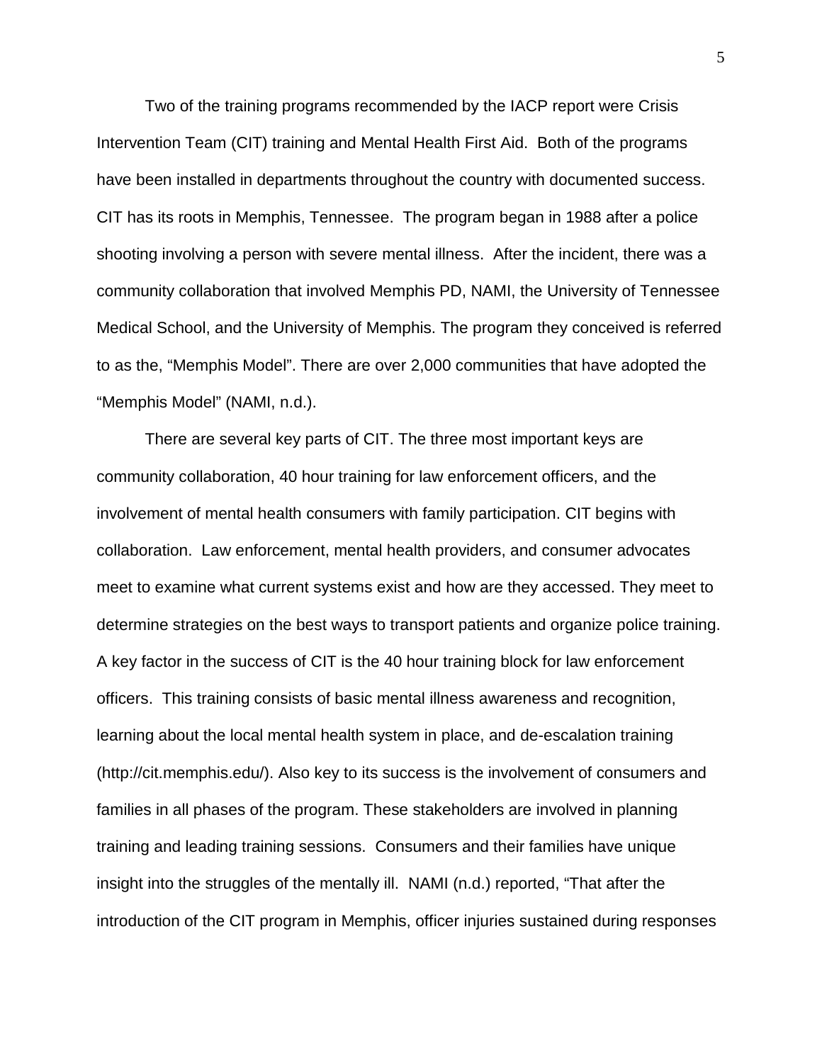Two of the training programs recommended by the IACP report were Crisis Intervention Team (CIT) training and Mental Health First Aid. Both of the programs have been installed in departments throughout the country with documented success. CIT has its roots in Memphis, Tennessee. The program began in 1988 after a police shooting involving a person with severe mental illness. After the incident, there was a community collaboration that involved Memphis PD, NAMI, the University of Tennessee Medical School, and the University of Memphis. The program they conceived is referred to as the, "Memphis Model". There are over 2,000 communities that have adopted the "Memphis Model" (NAMI, n.d.).

There are several key parts of CIT. The three most important keys are community collaboration, 40 hour training for law enforcement officers, and the involvement of mental health consumers with family participation. CIT begins with collaboration. Law enforcement, mental health providers, and consumer advocates meet to examine what current systems exist and how are they accessed. They meet to determine strategies on the best ways to transport patients and organize police training. A key factor in the success of CIT is the 40 hour training block for law enforcement officers. This training consists of basic mental illness awareness and recognition, learning about the local mental health system in place, and de-escalation training (http://cit.memphis.edu/). Also key to its success is the involvement of consumers and families in all phases of the program. These stakeholders are involved in planning training and leading training sessions. Consumers and their families have unique insight into the struggles of the mentally ill. NAMI (n.d.) reported, "That after the introduction of the CIT program in Memphis, officer injuries sustained during responses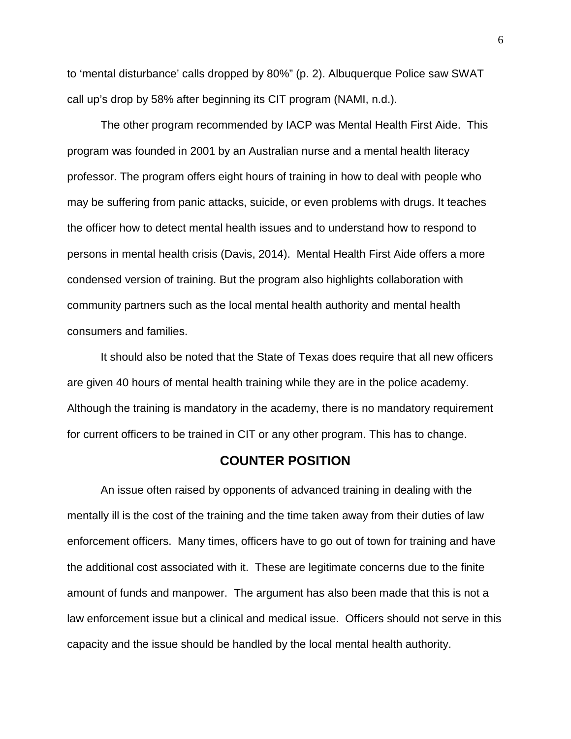to 'mental disturbance' calls dropped by 80%" (p. 2). Albuquerque Police saw SWAT call up's drop by 58% after beginning its CIT program (NAMI, n.d.).

The other program recommended by IACP was Mental Health First Aide. This program was founded in 2001 by an Australian nurse and a mental health literacy professor. The program offers eight hours of training in how to deal with people who may be suffering from panic attacks, suicide, or even problems with drugs. It teaches the officer how to detect mental health issues and to understand how to respond to persons in mental health crisis (Davis, 2014). Mental Health First Aide offers a more condensed version of training. But the program also highlights collaboration with community partners such as the local mental health authority and mental health consumers and families.

It should also be noted that the State of Texas does require that all new officers are given 40 hours of mental health training while they are in the police academy. Although the training is mandatory in the academy, there is no mandatory requirement for current officers to be trained in CIT or any other program. This has to change.

## COUNTER POSITION

An issue often raised by opponents of advanced training in dealing with the mentally ill is the cost of the training and the time taken away from their duties of law enforcement officers. Many times, officers have to go out of town for training and have the additional cost associated with it. These are legitimate concerns due to the finite amount of funds and manpower. The argument has also been made that this is not a law enforcement issue but a clinical and medical issue. Officers should not serve in this capacity and the issue should be handled by the local mental health authority.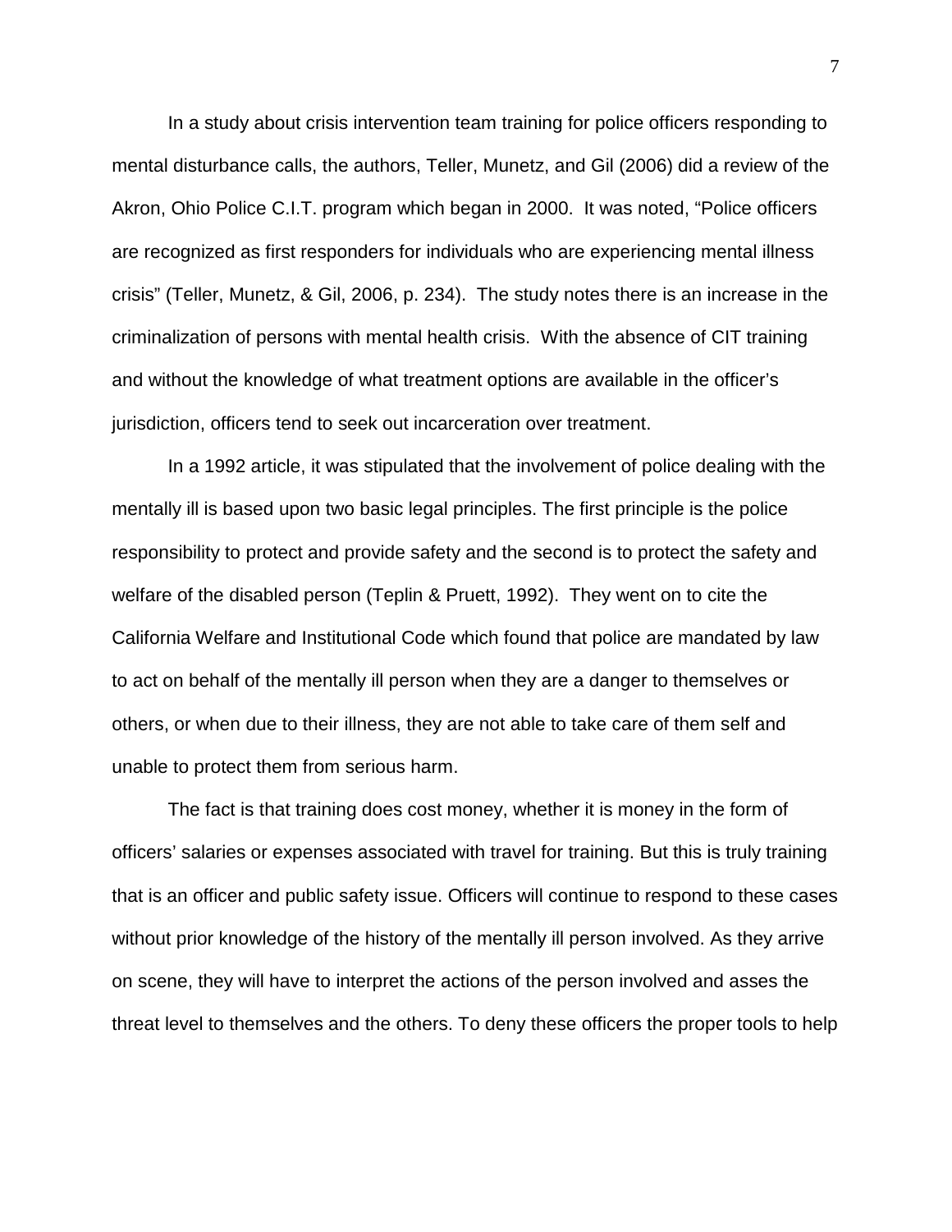In a study about crisis intervention team training for police officers responding to mental disturbance calls, the authors, Teller, Munetz, and Gil (2006) did a review of the Akron, Ohio Police C.I.T. program which began in 2000. It was noted, “Police officers are recognized as first responders for individuals who are experiencing mental illness crisis” (Teller, Munetz, & Gil, 2006, p. 234). The study notes there is an increase in the criminalization of persons with mental health crisis. With the absence of CIT training and without the knowledge of what treatment options are available in the officer’s jurisdiction, officers tend to seek out incarceration over treatment.

In a 1992 article, it was stipulated that the involvement of police dealing with the mentally ill is based upon two basic legal principles. The first principle is the police responsibility to protect and provide safety and the second is to protect the safety and welfare of the disabled person (Teplin & Pruett, 1992). They went on to cite the California Welfare and Institutional Code which found that police are mandated by law to act on behalf of the mentally ill person when they are a danger to themselves or others, or when due to their illness, they are not able to take care of them self and unable to protect them from serious harm.

The fact is that training does cost money, whether it is money in the form of officers’ salaries or expenses associated with travel for training. But this is truly training that is an officer and public safety issue. Officers will continue to respond to these cases without prior knowledge of the history of the mentally ill person involved. As they arrive on scene, they will have to interpret the actions of the person involved and asses the threat level to themselves and the others. To deny these officers the proper tools to help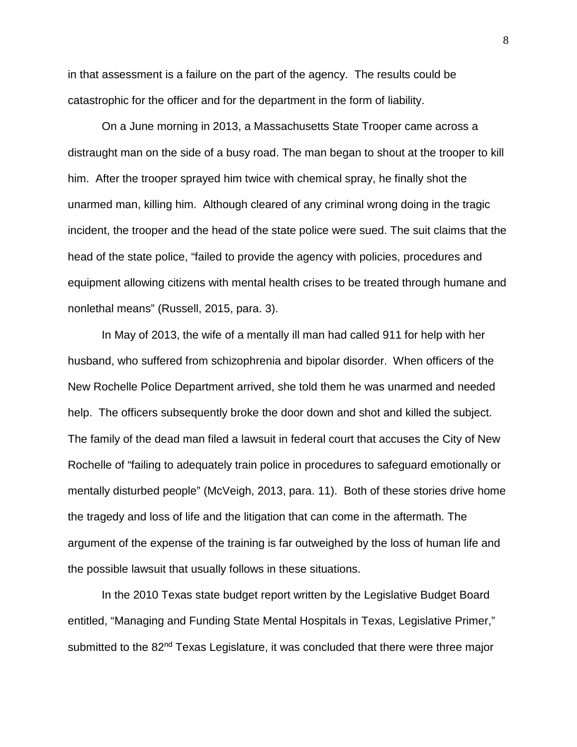in that assessment is a failure on the part of the agency. The results could be catastrophic for the officer and for the department in the form of liability.

On a June morning in 2013, a Massachusetts State Trooper came across a distraught man on the side of a busy road. The man began to shout at the trooper to kill him. After the trooper sprayed him twice with chemical spray, he finally shot the unarmed man, killing him. Although cleared of any criminal wrong doing in the tragic incident, the trooper and the head of the state police were sued. The suit claims that the head of the state police, "failed to provide the agency with policies, procedures and equipment allowing citizens with mental health crises to be treated through humane and nonlethal means" (Russell, 2015, para. 3).

In May of 2013, the wife of a mentally ill man had called 911 for help with her husband, who suffered from schizophrenia and bipolar disorder. When officers of the New Rochelle Police Department arrived, she told them he was unarmed and needed help. The officers subsequently broke the door down and shot and killed the subject. The family of the dead man filed a lawsuit in federal court that accuses the City of New Rochelle of "failing to adequately train police in procedures to safeguard emotionally or mentally disturbed people" (McVeigh, 2013, para. 11). Both of these stories drive home the tragedy and loss of life and the litigation that can come in the aftermath. The argument of the expense of the training is far outweighed by the loss of human life and the possible lawsuit that usually follows in these situations.

In the 2010 Texas state budget report written by the Legislative Budget Board entitled, "Managing and Funding State Mental Hospitals in Texas, Legislative Primer," submitted to the 82nd Texas Legislature, it was concluded that there were three major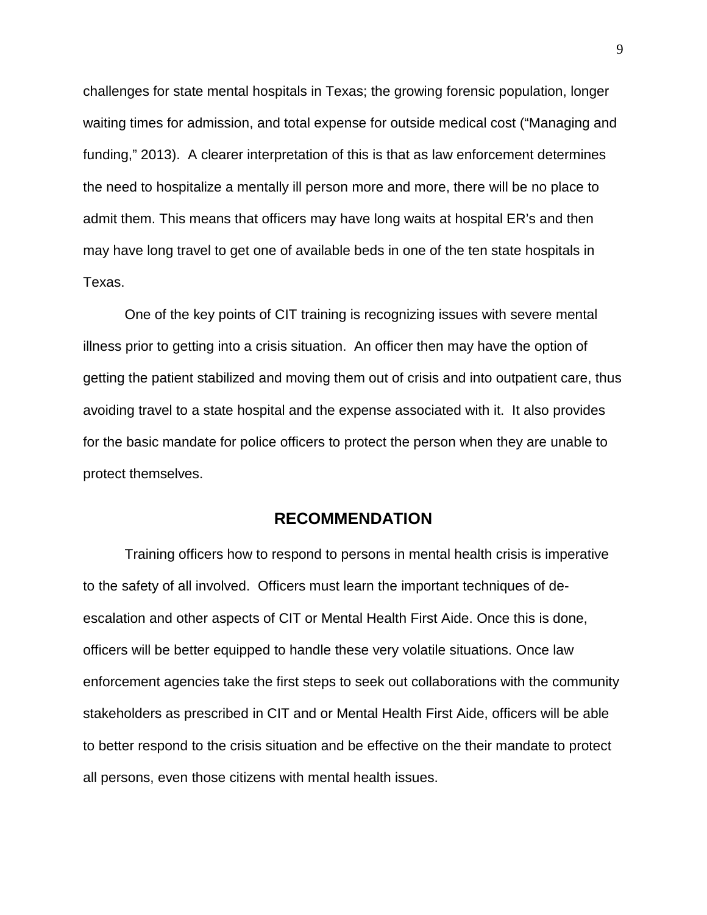challenges for state mental hospitals in Texas; the growing forensic population, longer waiting times for admission, and total expense for outside medical cost ("Managing and funding," 2013). A clearer interpretation of this is that as law enforcement determines the need to hospitalize a mentally ill person more and more, there will be no place to admit them. This means that officers may have long waits at hospital ER's and then may have long travel to get one of available beds in one of the ten state hospitals in Texas.

One of the key points of CIT training is recognizing issues with severe mental illness prior to getting into a crisis situation. An officer then may have the option of getting the patient stabilized and moving them out of crisis and into outpatient care, thus avoiding travel to a state hospital and the expense associated with it. It also provides for the basic mandate for police officers to protect the person when they are unable to protect themselves.

## RECOMMENDATION

Training officers how to respond to persons in mental health crisis is imperative to the safety of all involved. Officers must learn the important techniques of de-escalation and other aspects of CIT or Mental Health First Aide. Once this is done, officers will be better equipped to handle these very volatile situations. Once law enforcement agencies take the first steps to seek out collaborations with the community stakeholders as prescribed in CIT and or Mental Health First Aide, officers will be able to better respond to the crisis situation and be effective on the their mandate to protect all persons, even those citizens with mental health issues.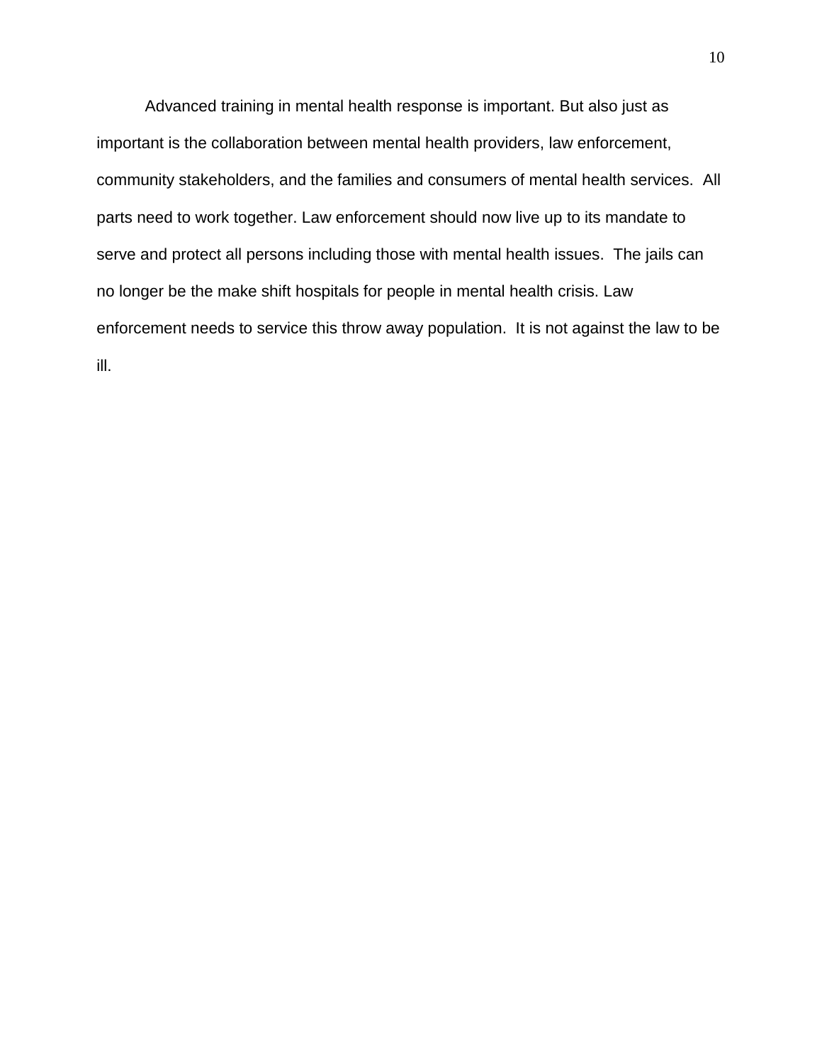Advanced training in mental health response is important. But also just as important is the collaboration between mental health providers, law enforcement, community stakeholders, and the families and consumers of mental health services. All parts need to work together. Law enforcement should now live up to its mandate to serve and protect all persons including those with mental health issues. The jails can no longer be the make shift hospitals for people in mental health crisis. Law enforcement needs to service this throw away population. It is not against the law to be ill.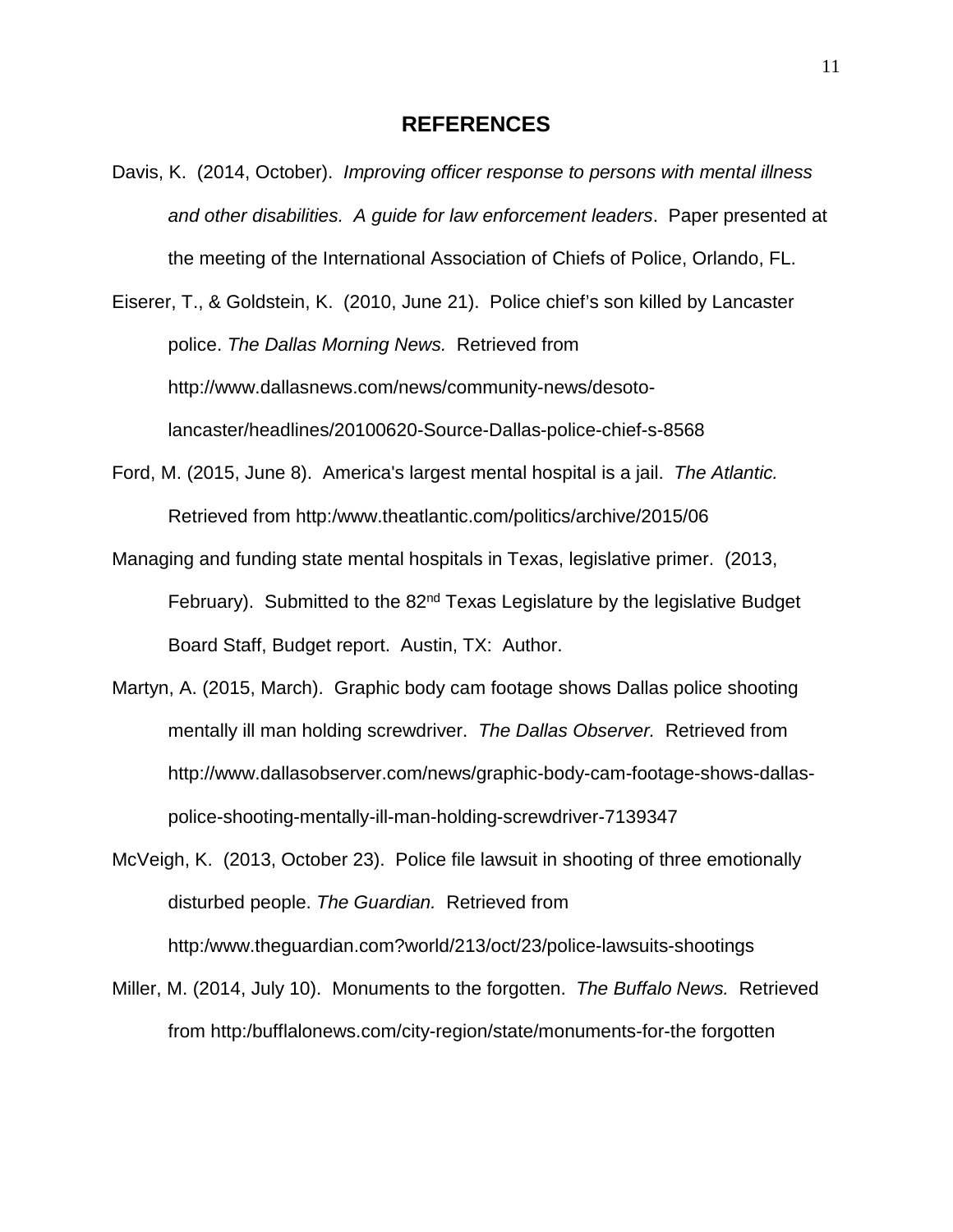# REFERENCES

Davis, K. (2014, October). *Improving officer response to persons with mental illness and other disabilities. A guide for law enforcement leaders*. Paper presented at the meeting of the International Association of Chiefs of Police, Orlando, FL.

Eiserer, T., & Goldstein, K. (2010, June 21). Police chief's son killed by Lancaster police. *The Dallas Morning News.* Retrieved from http://www.dallasnews.com/news/community-news/desoto-lancaster/headlines/20100620-Source-Dallas-police-chief-s-8568

Ford, M. (2015, June 8). America's largest mental hospital is a jail. *The Atlantic.* Retrieved from http:/www.theatlantic.com/politics/archive/2015/06

Managing and funding state mental hospitals in Texas, legislative primer. (2013, February). Submitted to the 82nd Texas Legislature by the legislative Budget Board Staff, Budget report. Austin, TX: Author.

Martyn, A. (2015, March). Graphic body cam footage shows Dallas police shooting mentally ill man holding screwdriver. *The Dallas Observer.* Retrieved from http://www.dallasobserver.com/news/graphic-body-cam-footage-shows-dallas-police-shooting-mentally-ill-man-holding-screwdriver-7139347

McVeigh, K. (2013, October 23). Police file lawsuit in shooting of three emotionally disturbed people. *The Guardian.* Retrieved from http:/www.theguardian.com?world/213/oct/23/police-lawsuits-shootings

Miller, M. (2014, July 10). Monuments to the forgotten. *The Buffalo News.* Retrieved from http:/bufflalonews.com/city-region/state/monuments-for-the forgotten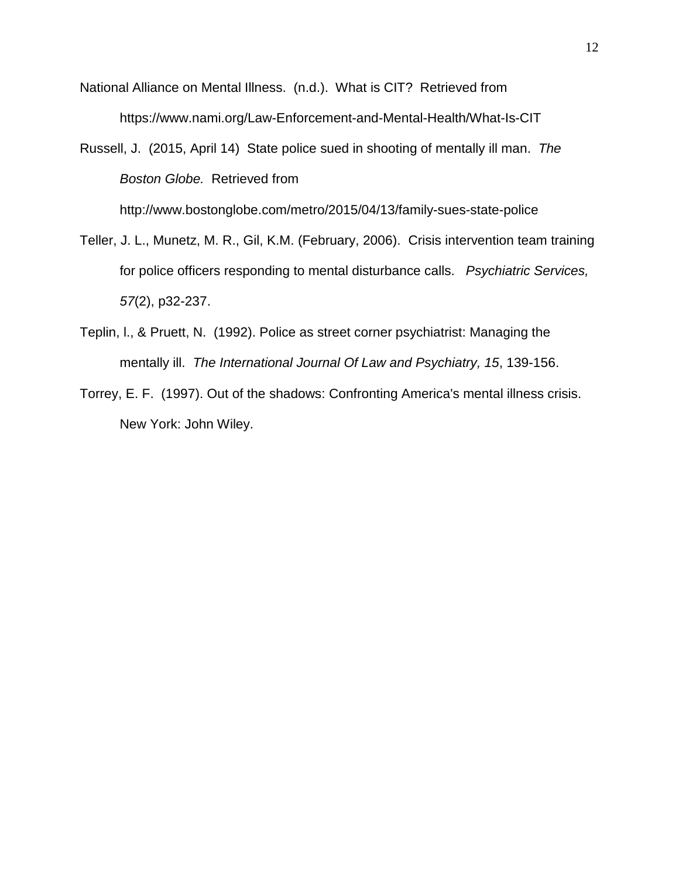National Alliance on Mental Illness. (n.d.). What is CIT? Retrieved from https://www.nami.org/Law-Enforcement-and-Mental-Health/What-Is-CIT

Russell, J. (2015, April 14) State police sued in shooting of mentally ill man. *The Boston Globe.* Retrieved from http://www.bostonglobe.com/metro/2015/04/13/family-sues-state-police

Teller, J. L., Munetz, M. R., Gil, K.M. (February, 2006). Crisis intervention team training for police officers responding to mental disturbance calls. *Psychiatric Services, 57*(2), p32-237.

Teplin, l., & Pruett, N. (1992). Police as street corner psychiatrist: Managing the mentally ill. *The International Journal Of Law and Psychiatry, 15*, 139-156.

Torrey, E. F. (1997). Out of the shadows: Confronting America's mental illness crisis. New York: John Wiley.